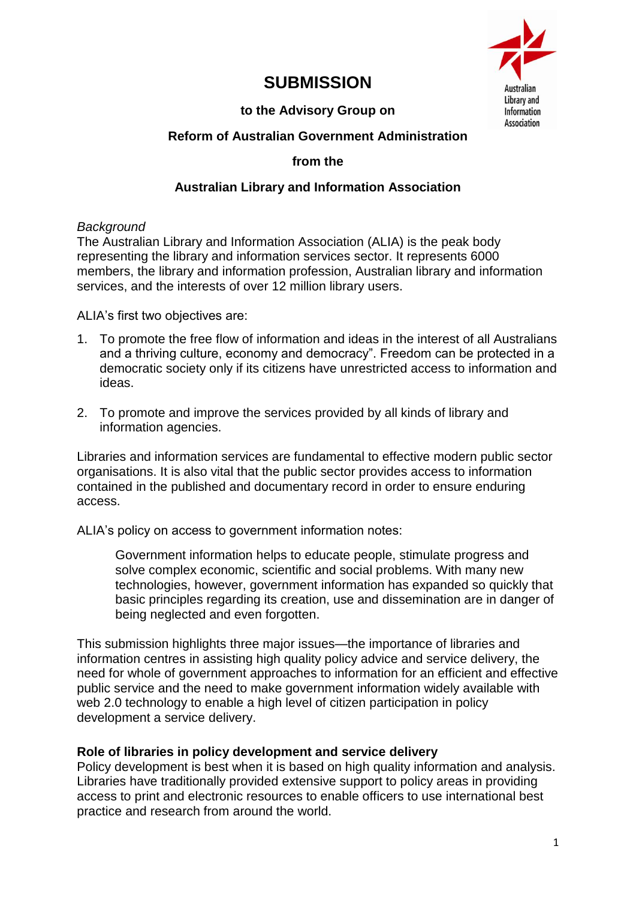# SUBMISSION

**to the Advisory Group on**

**Reform of Australian Government Administration**

**from the**

**Australian Library and Information Association**

*Background*

The Australian Library and Information Association (ALIA) is the peak body representing the library and information services sector. It represents 6000 members, the library and information profession, Australian library and information services, and the interests of over 12 million library users.

ALIA's first two objectives are:

1. To promote the free flow of information and ideas in the interest of all Australians and a thriving culture, economy and democracy". Freedom can be protected in a democratic society only if its citizens have unrestricted access to information and ideas.

2. To promote and improve the services provided by all kinds of library and information agencies.

Libraries and information services are fundamental to effective modern public sector organisations. It is also vital that the public sector provides access to information contained in the published and documentary record in order to ensure enduring access.

ALIA's policy on access to government information notes:

> Government information helps to educate people, stimulate progress and solve complex economic, scientific and social problems. With many new technologies, however, government information has expanded so quickly that basic principles regarding its creation, use and dissemination are in danger of being neglected and even forgotten.

This submission highlights three major issues—the importance of libraries and information centres in assisting high quality policy advice and service delivery, the need for whole of government approaches to information for an efficient and effective public service and the need to make government information widely available with web 2.0 technology to enable a high level of citizen participation in policy development a service delivery.

## Role of libraries in policy development and service delivery

Policy development is best when it is based on high quality information and analysis. Libraries have traditionally provided extensive support to policy areas in providing access to print and electronic resources to enable officers to use international best practice and research from around the world.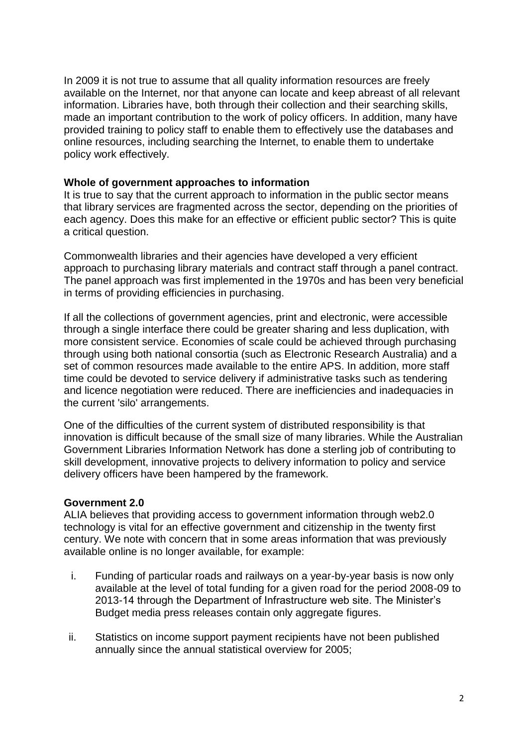In 2009 it is not true to assume that all quality information resources are freely available on the Internet, nor that anyone can locate and keep abreast of all relevant information. Libraries have, both through their collection and their searching skills, made an important contribution to the work of policy officers. In addition, many have provided training to policy staff to enable them to effectively use the databases and online resources, including searching the Internet, to enable them to undertake policy work effectively.

**Whole of government approaches to information**

It is true to say that the current approach to information in the public sector means that library services are fragmented across the sector, depending on the priorities of each agency. Does this make for an effective or efficient public sector? This is quite a critical question.

Commonwealth libraries and their agencies have developed a very efficient approach to purchasing library materials and contract staff through a panel contract. The panel approach was first implemented in the 1970s and has been very beneficial in terms of providing efficiencies in purchasing.

If all the collections of government agencies, print and electronic, were accessible through a single interface there could be greater sharing and less duplication, with more consistent service. Economies of scale could be achieved through purchasing through using both national consortia (such as Electronic Research Australia) and a set of common resources made available to the entire APS. In addition, more staff time could be devoted to service delivery if administrative tasks such as tendering and licence negotiation were reduced. There are inefficiencies and inadequacies in the current 'silo' arrangements.

One of the difficulties of the current system of distributed responsibility is that innovation is difficult because of the small size of many libraries. While the Australian Government Libraries Information Network has done a sterling job of contributing to skill development, innovative projects to delivery information to policy and service delivery officers have been hampered by the framework.

**Government 2.0**

ALIA believes that providing access to government information through web2.0 technology is vital for an effective government and citizenship in the twenty first century. We note with concern that in some areas information that was previously available online is no longer available, for example:

i. Funding of particular roads and railways on a year-by-year basis is now only available at the level of total funding for a given road for the period 2008-09 to 2013-14 through the Department of Infrastructure web site. The Minister's Budget media press releases contain only aggregate figures.

ii. Statistics on income support payment recipients have not been published annually since the annual statistical overview for 2005;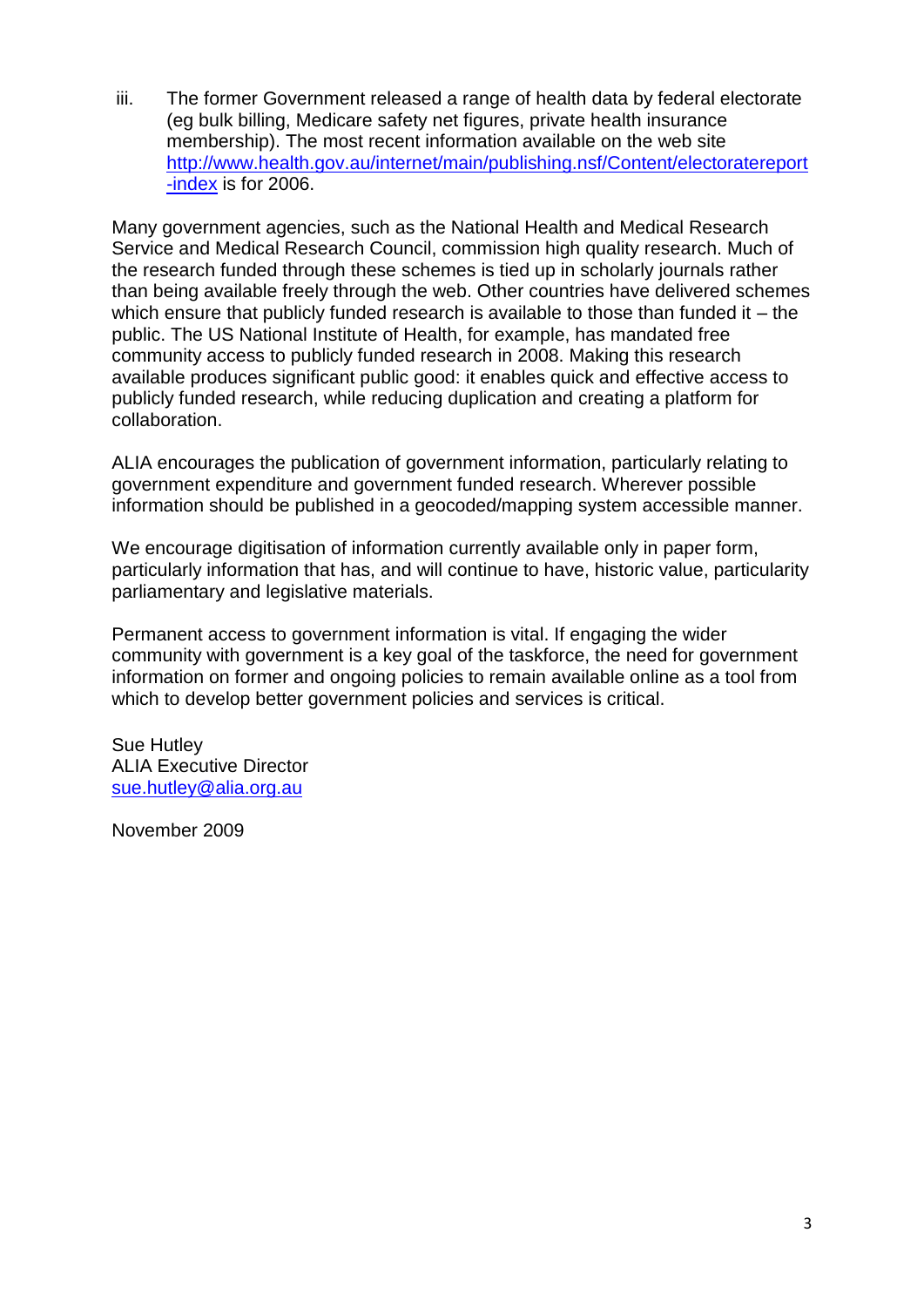iii. The former Government released a range of health data by federal electorate (eg bulk billing, Medicare safety net figures, private health insurance membership). The most recent information available on the web site [http://www.health.gov.au/internet/main/publishing.nsf/Content/electoratereport-index](http://www.health.gov.au/internet/main/publishing.nsf/Content/electoratereport-index) is for 2006.

Many government agencies, such as the National Health and Medical Research Service and Medical Research Council, commission high quality research. Much of the research funded through these schemes is tied up in scholarly journals rather than being available freely through the web. Other countries have delivered schemes which ensure that publicly funded research is available to those than funded it – the public. The US National Institute of Health, for example, has mandated free community access to publicly funded research in 2008. Making this research available produces significant public good: it enables quick and effective access to publicly funded research, while reducing duplication and creating a platform for collaboration.

ALIA encourages the publication of government information, particularly relating to government expenditure and government funded research. Wherever possible information should be published in a geocoded/mapping system accessible manner.

We encourage digitisation of information currently available only in paper form, particularly information that has, and will continue to have, historic value, particularity parliamentary and legislative materials.

Permanent access to government information is vital. If engaging the wider community with government is a key goal of the taskforce, the need for government information on former and ongoing policies to remain available online as a tool from which to develop better government policies and services is critical.

Sue Hutley  
ALIA Executive Director  
[sue.hutley@alia.org.au](mailto:sue.hutley@alia.org.au)

November 2009